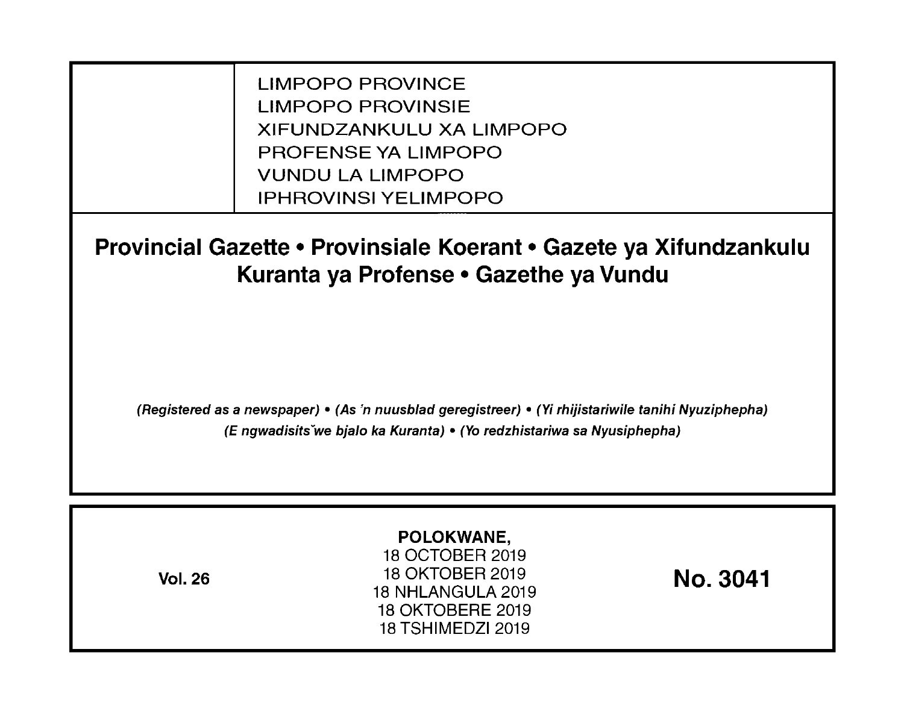LIMPOPO PROVINCE
LIMPOPO PROVINSIE
XIFUNDZANKULU XA LIMPOPO
PROFENSE YA LIMPOPO
VUNDU LA LIMPOPO
IPHROVINSI YELIMPOPO

# Provincial Gazette • Provinsiale Koerant • Gazete ya Xifundzankulu Kuranta ya Profense • Gazethe ya Vundu

*(Registered as a newspaper) • (As 'n nuusblad geregistreer) • (Yi rhijistariwile tanihi Nyuziphepha) (E ngwadisitšwe bjalo ka Kuranta) • (Yo redzhistariwa sa Nyusiphepha)*

**POLOKWANE,**
18 OCTOBER 2019
18 OKTOBER 2019
18 NHLANGULA 2019
18 OKTOBERE 2019
18 TSHIMEDZI 2019

**Vol. 26**

**No. 3041**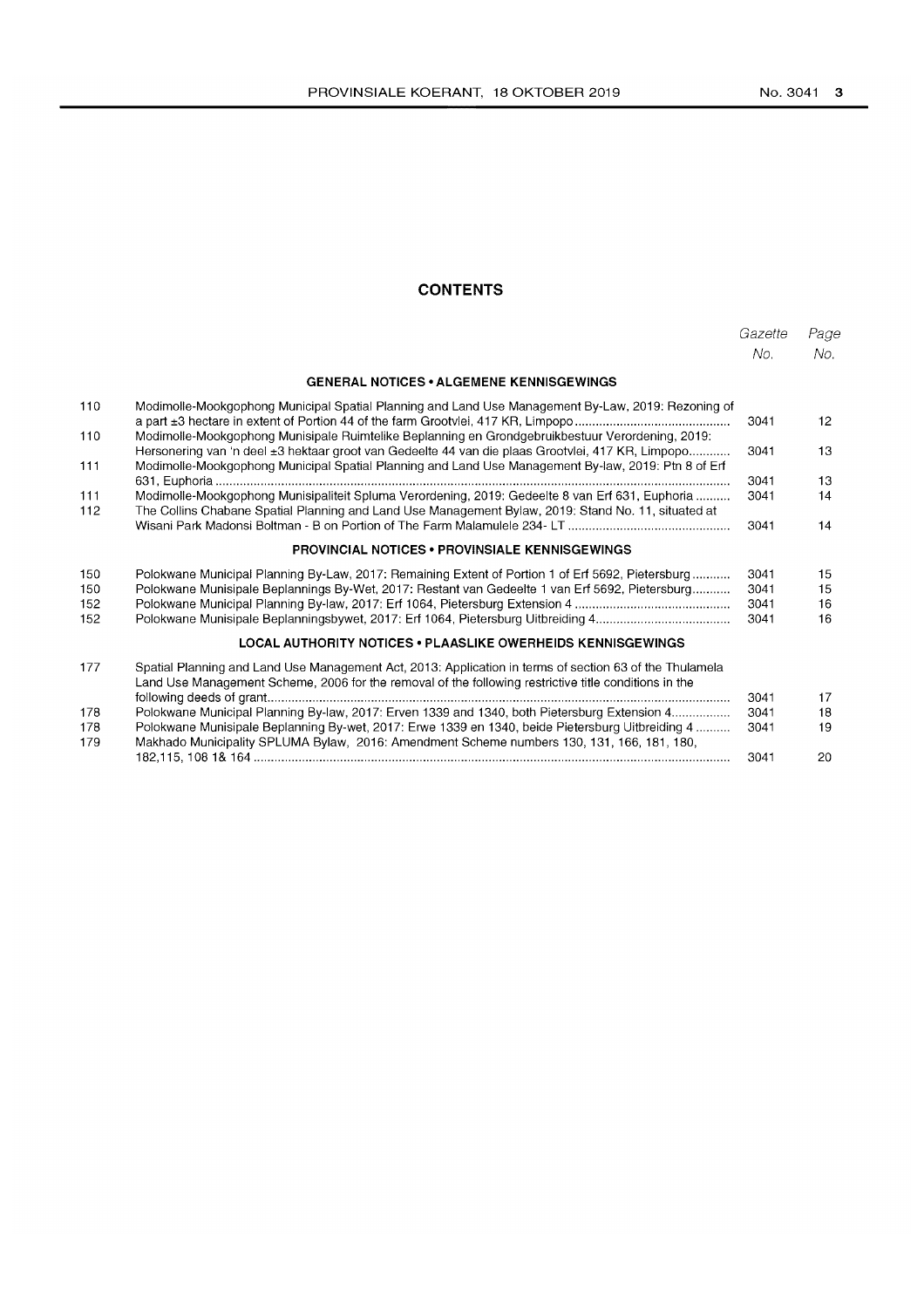## CONTENTS

| | | Gazette No. | Page No. |
|---|---|---|---|
| | **GENERAL NOTICES • ALGEMENE KENNISGEWINGS** | | |
| 110 | Modimolle-Mookgophong Municipal Spatial Planning and Land Use Management By-Law, 2019: Rezoning of a part ±3 hectare in extent of Portion 44 of the farm Grootvlei, 417 KR, Limpopo | 3041 | 12 |
| 110 | Modimolle-Mookgophong Munisipale Ruimtelike Beplanning en Grondgebruikbestuur Verordening, 2019: Hersonering van 'n deel ±3 hektaar groot van Gedeelte 44 van die plaas Grootvlei, 417 KR, Limpopo | 3041 | 13 |
| 111 | Modimolle-Mookgophong Municipal Spatial Planning and Land Use Management By-law, 2019: Ptn 8 of Erf 631, Euphoria | 3041 | 13 |
| 111 | Modimolle-Mookgophong Munisipaliteit Spluma Verordening, 2019: Gedeelte 8 van Erf 631, Euphoria | 3041 | 14 |
| 112 | The Collins Chabane Spatial Planning and Land Use Management Bylaw, 2019: Stand No. 11, situated at Wisani Park Madonsi Boltman - B on Portion of The Farm Malamulele 234- LT | 3041 | 14 |
| | **PROVINCIAL NOTICES • PROVINSIALE KENNISGEWINGS** | | |
| 150 | Polokwane Municipal Planning By-Law, 2017: Remaining Extent of Portion 1 of Erf 5692, Pietersburg | 3041 | 15 |
| 150 | Polokwane Munisipale Beplannings By-Wet, 2017: Restant van Gedeelte 1 van Erf 5692, Pietersburg | 3041 | 15 |
| 152 | Polokwane Municipal Planning By-law, 2017: Erf 1064, Pietersburg Extension 4 | 3041 | 16 |
| 152 | Polokwane Munisipale Beplanningsbywet, 2017: Erf 1064, Pietersburg Uitbreiding 4 | 3041 | 16 |
| | **LOCAL AUTHORITY NOTICES • PLAASLIKE OWERHEIDS KENNISGEWINGS** | | |
| 177 | Spatial Planning and Land Use Management Act, 2013: Application in terms of section 63 of the Thulamela Land Use Management Scheme, 2006 for the removal of the following restrictive title conditions in the following deeds of grant | 3041 | 17 |
| 178 | Polokwane Municipal Planning By-law, 2017: Erven 1339 and 1340, both Pietersburg Extension 4 | 3041 | 18 |
| 178 | Polokwane Munisipale Beplanning By-wet, 2017: Erwe 1339 en 1340, beide Pietersburg Uitbreiding 4 | 3041 | 19 |
| 179 | Makhado Municipality SPLUMA Bylaw, 2016: Amendment Scheme numbers 130, 131, 166, 181, 180, 182,115, 108 1& 164 | 3041 | 20 |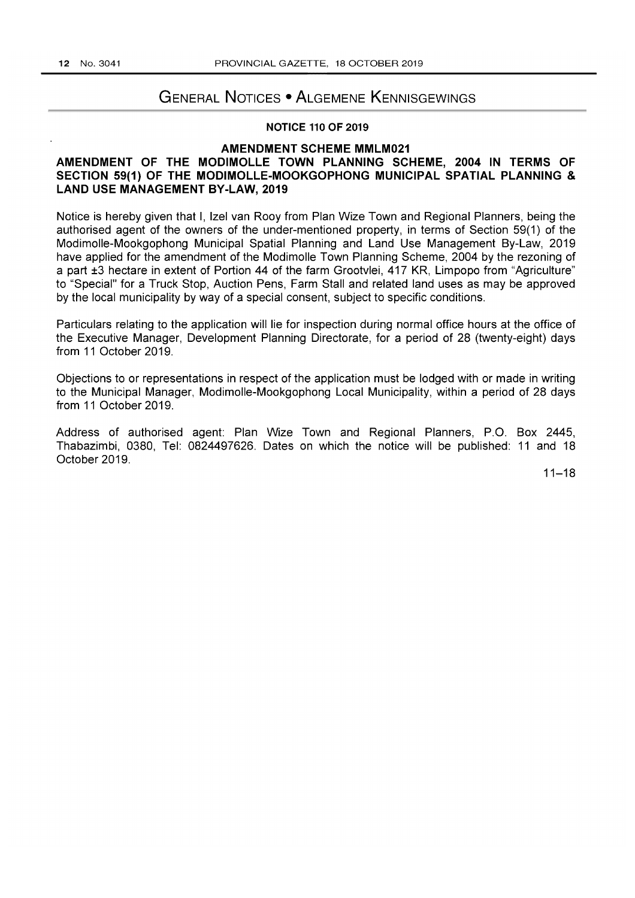# General Notices • Algemene Kennisgewings

**NOTICE 110 OF 2019**

## AMENDMENT SCHEME MMLM021

## AMENDMENT OF THE MODIMOLLE TOWN PLANNING SCHEME, 2004 IN TERMS OF SECTION 59(1) OF THE MODIMOLLE-MOOKGOPHONG MUNICIPAL SPATIAL PLANNING & LAND USE MANAGEMENT BY-LAW, 2019

Notice is hereby given that I, Izel van Rooy from Plan Wize Town and Regional Planners, being the authorised agent of the owners of the under-mentioned property, in terms of Section 59(1) of the Modimolle-Mookgophong Municipal Spatial Planning and Land Use Management By-Law, 2019 have applied for the amendment of the Modimolle Town Planning Scheme, 2004 by the rezoning of a part ±3 hectare in extent of Portion 44 of the farm Grootvlei, 417 KR, Limpopo from "Agriculture" to "Special" for a Truck Stop, Auction Pens, Farm Stall and related land uses as may be approved by the local municipality by way of a special consent, subject to specific conditions.

Particulars relating to the application will lie for inspection during normal office hours at the office of the Executive Manager, Development Planning Directorate, for a period of 28 (twenty-eight) days from 11 October 2019.

Objections to or representations in respect of the application must be lodged with or made in writing to the Municipal Manager, Modimolle-Mookgophong Local Municipality, within a period of 28 days from 11 October 2019.

Address of authorised agent: Plan Wize Town and Regional Planners, P.O. Box 2445, Thabazimbi, 0380, Tel: 0824497626. Dates on which the notice will be published: 11 and 18 October 2019.

11–18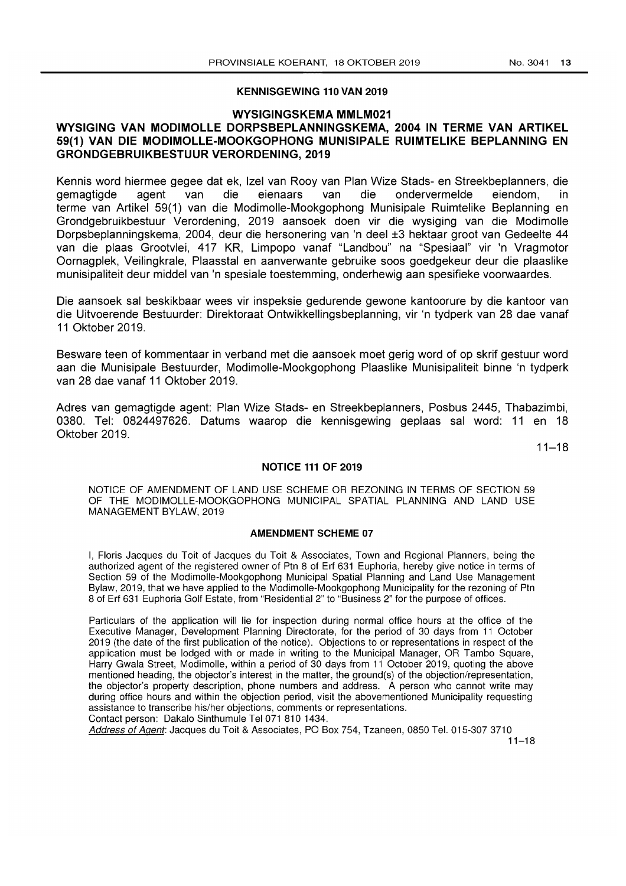## KENNISGEWING 110 VAN 2019

### WYSIGINGSKEMA MMLM021

### WYSIGING VAN MODIMOLLE DORPSBEPLANNINGSKEMA, 2004 IN TERME VAN ARTIKEL 59(1) VAN DIE MODIMOLLE-MOOKGOPHONG MUNISIPALE RUIMTELIKE BEPLANNING EN GRONDGEBRUIKBESTUUR VERORDENING, 2019

Kennis word hiermee gegee dat ek, Izel van Rooy van Plan Wize Stads- en Streekbeplanners, die gemagtigde agent van die eienaars van die ondervermelde eiendom, in terme van Artikel 59(1) van die Modimolle-Mookgophong Munisipale Ruimtelike Beplanning en Grondgebruikbestuur Verordening, 2019 aansoek doen vir die wysiging van die Modimolle Dorpsbeplanningskema, 2004, deur die hersonering van 'n deel ±3 hektaar groot van Gedeelte 44 van die plaas Grootvlei, 417 KR, Limpopo vanaf "Landbou" na "Spesiaal" vir 'n Vragmotor Oornagplek, Veilingkrale, Plaasstal en aanverwante gebruike soos goedgekeur deur die plaaslike munisipaliteit deur middel van 'n spesiale toestemming, onderhewig aan spesifieke voorwaardes.

Die aansoek sal beskikbaar wees vir inspeksie gedurende gewone kantoorure by die kantoor van die Uitvoerende Bestuurder: Direktoraat Ontwikkellingsbeplanning, vir 'n tydperk van 28 dae vanaf 11 Oktober 2019.

Besware teen of kommentaar in verband met die aansoek moet gerig word of op skrif gestuur word aan die Munisipale Bestuurder, Modimolle-Mookgophong Plaaslike Munisipaliteit binne 'n tydperk van 28 dae vanaf 11 Oktober 2019.

Adres van gemagtigde agent: Plan Wize Stads- en Streekbeplanners, Posbus 2445, Thabazimbi, 0380. Tel: 0824497626. Datums waarop die kennisgewing geplaas sal word: 11 en 18 Oktober 2019.

11–18

## NOTICE 111 OF 2019

NOTICE OF AMENDMENT OF LAND USE SCHEME OR REZONING IN TERMS OF SECTION 59 OF THE MODIMOLLE-MOOKGOPHONG MUNICIPAL SPATIAL PLANNING AND LAND USE MANAGEMENT BYLAW, 2019

### AMENDMENT SCHEME 07

I, Floris Jacques du Toit of Jacques du Toit & Associates, Town and Regional Planners, being the authorized agent of the registered owner of Ptn 8 of Erf 631 Euphoria, hereby give notice in terms of Section 59 of the Modimolle-Mookgophong Municipal Spatial Planning and Land Use Management Bylaw, 2019, that we have applied to the Modimolle-Mookgophong Municipality for the rezoning of Ptn 8 of Erf 631 Euphoria Golf Estate, from "Residential 2" to "Business 2" for the purpose of offices.

Particulars of the application will lie for inspection during normal office hours at the office of the Executive Manager, Development Planning Directorate, for the period of 30 days from 11 October 2019 (the date of the first publication of the notice). Objections to or representations in respect of the application must be lodged with or made in writing to the Municipal Manager, OR Tambo Square, Harry Gwala Street, Modimolle, within a period of 30 days from 11 October 2019, quoting the above mentioned heading, the objector's interest in the matter, the ground(s) of the objection/representation, the objector's property description, phone numbers and address. A person who cannot write may during office hours and within the objection period, visit the abovementioned Municipality requesting assistance to transcribe his/her objections, comments or representations.
Contact person: Dakalo Sinthumule Tel 071 810 1434.

*Address of Agent*: Jacques du Toit & Associates, PO Box 754, Tzaneen, 0850 Tel. 015-307 3710

11–18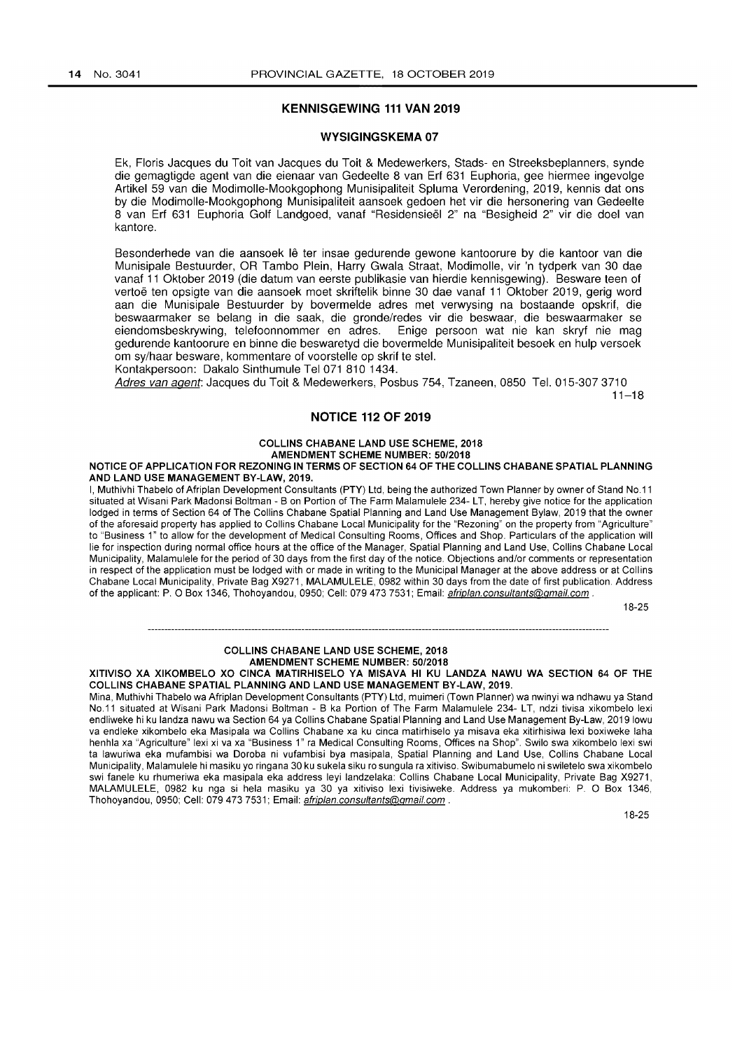## KENNISGEWING 111 VAN 2019

### WYSIGINGSKEMA 07

Ek, Floris Jacques du Toit van Jacques du Toit & Medewerkers, Stads- en Streeksbeplanners, synde die gemagtigde agent van die eienaar van Gedeelte 8 van Erf 631 Euphoria, gee hiermee ingevolge Artikel 59 van die Modimolle-Mookgophong Munisipaliteit Spluma Verordening, 2019, kennis dat ons by die Modimolle-Mookgophong Munisipaliteit aansoek gedoen het vir die hersonering van Gedeelte 8 van Erf 631 Euphoria Golf Landgoed, vanaf "Residensieël 2" na "Besigheid 2" vir die doel van kantore.

Besonderhede van die aansoek lê ter insae gedurende gewone kantoorure by die kantoor van die Munisipale Bestuurder, OR Tambo Plein, Harry Gwala Straat, Modimolle, vir 'n tydperk van 30 dae vanaf 11 Oktober 2019 (die datum van eerste publikasie van hierdie kennisgewing). Besware teen of vertoë ten opsigte van die aansoek moet skriftelik binne 30 dae vanaf 11 Oktober 2019, gerig word aan die Munisipale Bestuurder by bovermelde adres met verwysing na bostaande opskrif, die beswaarmaker se belang in die saak, die gronde/redes vir die beswaar, die beswaarmaker se eiendomsbeskrywing, telefoonnommer en adres. Enige persoon wat nie kan skryf nie mag gedurende kantoorure en binne die beswaretyd die bovermelde Munisipaliteit besoek en hulp versoek om sy/haar besware, kommentare of voorstelle op skrif te stel.

Kontakpersoon: Dakalo Sinthumule Tel 071 810 1434.

*Adres van agent*: Jacques du Toit & Medewerkers, Posbus 754, Tzaneen, 0850 Tel. 015-307 3710

11–18

## NOTICE 112 OF 2019

**COLLINS CHABANE LAND USE SCHEME, 2018**
**AMENDMENT SCHEME NUMBER: 50/2018**

**NOTICE OF APPLICATION FOR REZONING IN TERMS OF SECTION 64 OF THE COLLINS CHABANE SPATIAL PLANNING AND LAND USE MANAGEMENT BY-LAW, 2019.**

I, Muthivhi Thabelo of Afriplan Development Consultants (PTY) Ltd, being the authorized Town Planner by owner of Stand No.11 situated at Wisani Park Madonsi Boltman - B on Portion of The Farm Malamulele 234- LT, hereby give notice for the application lodged in terms of Section 64 of The Collins Chabane Spatial Planning and Land Use Management Bylaw, 2019 that the owner of the aforesaid property has applied to Collins Chabane Local Municipality for the "Rezoning" on the property from "Agriculture" to "Business 1" to allow for the development of Medical Consulting Rooms, Offices and Shop. Particulars of the application will lie for inspection during normal office hours at the office of the Manager, Spatial Planning and Land Use, Collins Chabane Local Municipality, Malamulele for the period of 30 days from the first day of the notice. Objections and/or comments or representation in respect of the application must be lodged with or made in writing to the Municipal Manager at the above address or at Collins Chabane Local Municipality, Private Bag X9271, MALAMULELE, 0982 within 30 days from the date of first publication. Address of the applicant: P. O Box 1346, Thohoyandou, 0950; Cell: 079 473 7531; Email: *afriplan.consultants@gmail.com* .

18-25

---

**COLLINS CHABANE LAND USE SCHEME, 2018**
**AMENDMENT SCHEME NUMBER: 50/2018**

**XITIVISO XA XIKOMBELO XO CINCA MATIRHISELO YA MISAVA HI KU LANDZA NAWU WA SECTION 64 OF THE COLLINS CHABANE SPATIAL PLANNING AND LAND USE MANAGEMENT BY-LAW, 2019.**

Mina, Muthivhi Thabelo wa Afriplan Development Consultants (PTY) Ltd, muimeri (Town Planner) wa nwinyi wa ndhawu ya Stand No.11 situated at Wisani Park Madonsi Boltman - B ka Portion of The Farm Malamulele 234- LT, ndzi tivisa xikombelo lexi endliweke hi ku landza nawu wa Section 64 ya Collins Chabane Spatial Planning and Land Use Management By-Law, 2019 lowu va endleke xikombelo eka Masipala wa Collins Chabane xa ku cinca matirhiselo ya misava eka xitirhisiwa lexi boxiweke laha henhla xa "Agriculture" lexi xi va xa "Business 1" ra Medical Consulting Rooms, Offices na Shop". Swilo swa xikombelo lexi swi ta lawuriwa eka mufambisi wa Doroba ni vufambisi bya masipala, Spatial Planning and Land Use, Collins Chabane Local Municipality, Malamulele hi masiku yo ringana 30 ku sukela siku ro sungula ra xitiviso. Swibumabumelo ni swiletelo swa xikombelo swi fanele ku rhumeriwa eka masipala eka address leyi landzelaka: Collins Chabane Local Municipality, Private Bag X9271, MALAMULELE, 0982 ku nga si hela masiku ya 30 ya xitiviso lexi tivisiweke. Address ya mukomberi: P. O Box 1346, Thohoyandou, 0950; Cell: 079 473 7531; Email: *afriplan.consultants@gmail.com* .

18-25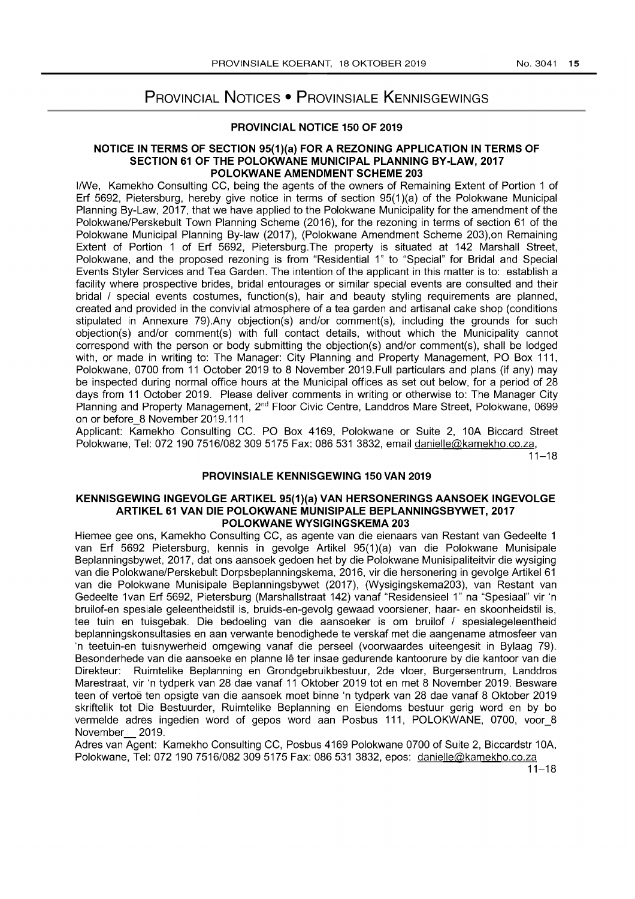# Provincial Notices • Provinsiale Kennisgewings

## PROVINCIAL NOTICE 150 OF 2019

### NOTICE IN TERMS OF SECTION 95(1)(a) FOR A REZONING APPLICATION IN TERMS OF SECTION 61 OF THE POLOKWANE MUNICIPAL PLANNING BY-LAW, 2017 POLOKWANE AMENDMENT SCHEME 203

I/We, Kamekho Consulting CC, being the agents of the owners of Remaining Extent of Portion 1 of Erf 5692, Pietersburg, hereby give notice in terms of section 95(1)(a) of the Polokwane Municipal Planning By-Law, 2017, that we have applied to the Polokwane Municipality for the amendment of the Polokwane/Perskebult Town Planning Scheme (2016), for the rezoning in terms of section 61 of the Polokwane Municipal Planning By-law (2017), (Polokwane Amendment Scheme 203),on Remaining Extent of Portion 1 of Erf 5692, Pietersburg.The property is situated at 142 Marshall Street, Polokwane, and the proposed rezoning is from "Residential 1" to "Special" for Bridal and Special Events Styler Services and Tea Garden. The intention of the applicant in this matter is to: establish a facility where prospective brides, bridal entourages or similar special events are consulted and their bridal / special events costumes, function(s), hair and beauty styling requirements are planned, created and provided in the convivial atmosphere of a tea garden and artisanal cake shop (conditions stipulated in Annexure 79).Any objection(s) and/or comment(s), including the grounds for such objection(s) and/or comment(s) with full contact details, without which the Municipality cannot correspond with the person or body submitting the objection(s) and/or comment(s), shall be lodged with, or made in writing to: The Manager: City Planning and Property Management, PO Box 111, Polokwane, 0700 from 11 October 2019 to 8 November 2019.Full particulars and plans (if any) may be inspected during normal office hours at the Municipal offices as set out below, for a period of 28 days from 11 October 2019. Please deliver comments in writing or otherwise to: The Manager City Planning and Property Management, 2nd Floor Civic Centre, Landdros Mare Street, Polokwane, 0699 on or before_8 November 2019.111

Applicant: Kamekho Consulting CC. PO Box 4169, Polokwane or Suite 2, 10A Biccard Street Polokwane, Tel: 072 190 7516/082 309 5175 Fax: 086 531 3832, email danielle@kamekho.co.za,

11–18

## PROVINSIALE KENNISGEWING 150 VAN 2019

### KENNISGEWING INGEVOLGE ARTIKEL 95(1)(a) VAN HERSONERINGS AANSOEK INGEVOLGE ARTIKEL 61 VAN DIE POLOKWANE MUNISIPALE BEPLANNINGSBYWET, 2017 POLOKWANE WYSIGINGSKEMA 203

Hiemee gee ons, Kamekho Consulting CC, as agente van die eienaars van Restant van Gedeelte 1 van Erf 5692 Pietersburg, kennis in gevolge Artikel 95(1)(a) van die Polokwane Munisipale Beplanningsbywet, 2017, dat ons aansoek gedoen het by die Polokwane Munisipaliteitvir die wysiging van die Polokwane/Perskebult Dorpsbeplanningskema, 2016, vir die hersonering in gevolge Artikel 61 van die Polokwane Munisipale Beplanningsbywet (2017), (Wysigingskema203), van Restant van Gedeelte 1van Erf 5692, Pietersburg (Marshallstraat 142) vanaf "Residensieel 1" na "Spesiaal" vir 'n bruilof-en spesiale geleentheidstil is, bruids-en-gevolg gewaad voorsiener, haar- en skoonheidstil is, tee tuin en tuisgebak. Die bedoeling van die aansoeker is om bruilof / spesialegeleentheid beplanningskonsultasies en aan verwante benodighede te verskaf met die aangename atmosfeer van 'n teetuin-en tuisnywerheid omgewing vanaf die perseel (voorwaardes uiteengesit in Bylaag 79). Besonderhede van die aansoeke en planne lê ter insae gedurende kantoorure by die kantoor van die Direkteur: Ruimtelike Beplanning en Grondgebruikbestuur, 2de vloer, Burgersentrum, Landdros Marestraat, vir 'n tydperk van 28 dae vanaf 11 Oktober 2019 tot en met 8 November 2019. Besware teen of vertoë ten opsigte van die aansoek moet binne 'n tydperk van 28 dae vanaf 8 Oktober 2019 skriftelik tot Die Bestuurder, Ruimtelike Beplanning en Eiendoms bestuur gerig word en by bo vermelde adres ingedien word of gepos word aan Posbus 111, POLOKWANE, 0700, voor_8 November__ 2019.

Adres van Agent: Kamekho Consulting CC, Posbus 4169 Polokwane 0700 of Suite 2, Biccardstr 10A, Polokwane, Tel: 072 190 7516/082 309 5175 Fax: 086 531 3832, epos: danielle@kamekho.co.za

11–18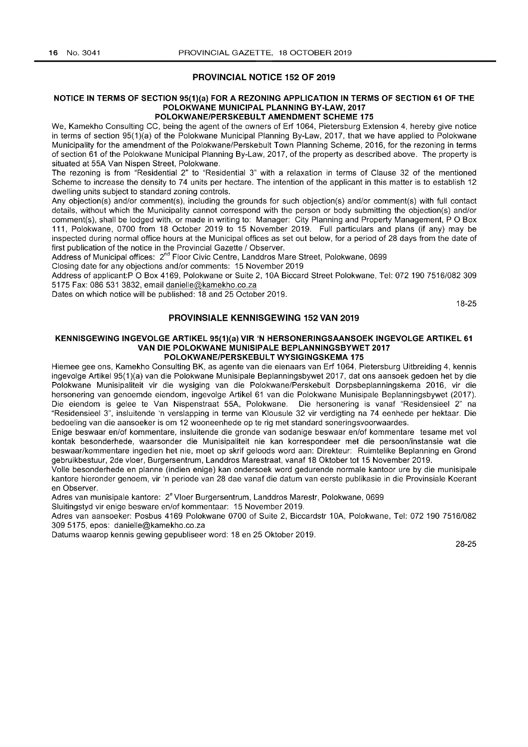## PROVINCIAL NOTICE 152 OF 2019

### NOTICE IN TERMS OF SECTION 95(1)(a) FOR A REZONING APPLICATION IN TERMS OF SECTION 61 OF THE POLOKWANE MUNICIPAL PLANNING BY-LAW, 2017 POLOKWANE/PERSKEBULT AMENDMENT SCHEME 175

We, Kamekho Consulting CC, being the agent of the owners of Erf 1064, Pietersburg Extension 4, hereby give notice in terms of section 95(1)(a) of the Polokwane Municipal Planning By-Law, 2017, that we have applied to Polokwane Municipality for the amendment of the Polokwane/Perskebult Town Planning Scheme, 2016, for the rezoning in terms of section 61 of the Polokwane Municipal Planning By-Law, 2017, of the property as described above. The property is situated at 55A Van Nispen Street, Polokwane.

The rezoning is from "Residential 2" to "Residential 3" with a relaxation in terms of Clause 32 of the mentioned Scheme to increase the density to 74 units per hectare. The intention of the applicant in this matter is to establish 12 dwelling units subject to standard zoning controls.

Any objection(s) and/or comment(s), including the grounds for such objection(s) and/or comment(s) with full contact details, without which the Municipality cannot correspond with the person or body submitting the objection(s) and/or comment(s), shall be lodged with, or made in writing to: Manager: City Planning and Property Management, P O Box 111, Polokwane, 0700 from 18 October 2019 to 15 November 2019. Full particulars and plans (if any) may be inspected during normal office hours at the Municipal offices as set out below, for a period of 28 days from the date of first publication of the notice in the Provincial Gazette / Observer.

Address of Municipal offices: 2nd Floor Civic Centre, Landdros Mare Street, Polokwane, 0699

Closing date for any objections and/or comments: 15 November 2019

Address of applicant:P O Box 4169, Polokwane or Suite 2, 10A Biccard Street Polokwane, Tel: 072 190 7516/082 309 5175 Fax: 086 531 3832, email danielle@kamekho.co.za

Dates on which notice will be published: 18 and 25 October 2019.

18-25

## PROVINSIALE KENNISGEWING 152 VAN 2019

### KENNISGEWING INGEVOLGE ARTIKEL 95(1)(a) VIR 'N HERSONERINGSAANSOEK INGEVOLGE ARTIKEL 61 VAN DIE POLOKWANE MUNISIPALE BEPLANNINGSBYWET 2017 POLOKWANE/PERSKEBULT WYSIGINGSKEMA 175

Hiemee gee ons, Kamekho Consulting BK, as agente van die eienaars van Erf 1064, Pietersburg Uitbreiding 4, kennis ingevolge Artikel 95(1)(a) van die Polokwane Munisipale Beplanningsbywet 2017, dat ons aansoek gedoen het by die Polokwane Munisipaliteit vir die wysiging van die Polokwane/Perskebult Dorpsbeplanningskema 2016, vir die hersonering van genoemde eiendom, ingevolge Artikel 61 van die Polokwane Munisipale Beplanningsbywet (2017). Die eiendom is gelee te Van Nispenstraat 55A, Polokwane. Die hersonering is vanaf "Residensieel 2" na "Residensieel 3", insluitende 'n verslapping in terme van Klousule 32 vir verdigting na 74 eenhede per hektaar. Die bedoeling van die aansoeker is om 12 wooneenhede op te rig met standard soneringsvoorwaardes.

Enige beswaar en/of kommentare, insluitende die gronde van sodanige beswaar en/of kommentare tesame met vol kontak besonderhede, waarsonder die Munisipaliteit nie kan korrespondeer met die persoon/instansie wat die beswaar/kommentare ingedien het nie, moet op skrif geloods word aan: Direkteur: Ruimtelike Beplanning en Grond gebruikbestuur, 2de vloer, Burgersentrum, Landdros Marestraat, vanaf 18 Oktober tot 15 November 2019.

Volle besonderhede en planne (indien enige) kan ondersoek word gedurende normale kantoor ure by die munisipale kantore hieronder genoem, vir 'n periode van 28 dae vanaf die datum van eerste publikasie in die Provinsiale Koerant en Observer.

Adres van munisipale kantore: 2e Vloer Burgersentrum, Landdros Marestr, Polokwane, 0699

Sluitingstyd vir enige besware en/of kommentaar: 15 November 2019.

Adres van aansoeker: Posbus 4169 Polokwane 0700 of Suite 2, Biccardstr 10A, Polokwane, Tel: 072 190 7516/082 309 5175, epos: danielle@kamekho.co.za

Datums waarop kennis gewing gepubliseer word: 18 en 25 Oktober 2019.

28-25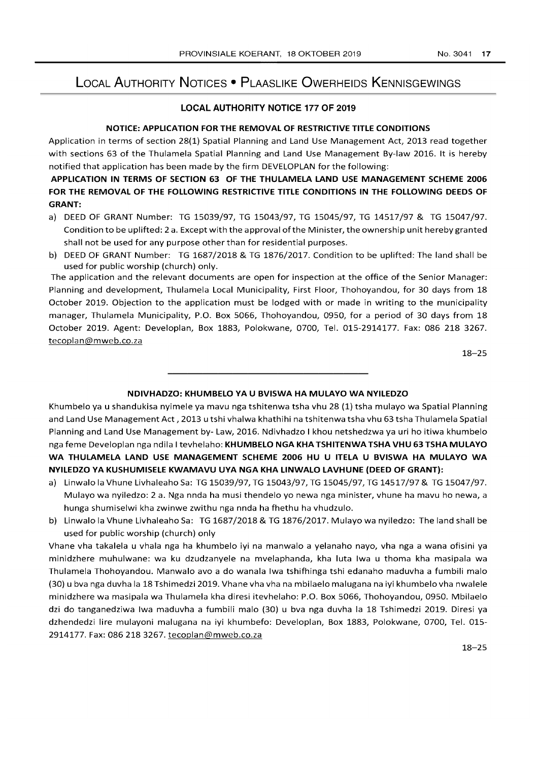# Local Authority Notices • Plaaslike Owerheids Kennisgewings

## LOCAL AUTHORITY NOTICE 177 OF 2019

### NOTICE: APPLICATION FOR THE REMOVAL OF RESTRICTIVE TITLE CONDITIONS

Application in terms of section 28(1) Spatial Planning and Land Use Management Act, 2013 read together with sections 63 of the Thulamela Spatial Planning and Land Use Management By-law 2016. It is hereby notified that application has been made by the firm DEVELOPLAN for the following:

**APPLICATION IN TERMS OF SECTION 63 OF THE THULAMELA LAND USE MANAGEMENT SCHEME 2006 FOR THE REMOVAL OF THE FOLLOWING RESTRICTIVE TITLE CONDITIONS IN THE FOLLOWING DEEDS OF GRANT:**

a) DEED OF GRANT Number: TG 15039/97, TG 15043/97, TG 15045/97, TG 14517/97 & TG 15047/97. Condition to be uplifted: 2 a. Except with the approval of the Minister, the ownership unit hereby granted shall not be used for any purpose other than for residential purposes.

b) DEED OF GRANT Number: TG 1687/2018 & TG 1876/2017. Condition to be uplifted: The land shall be used for public worship (church) only.

The application and the relevant documents are open for inspection at the office of the Senior Manager: Planning and development, Thulamela Local Municipality, First Floor, Thohoyandou, for 30 days from 18 October 2019. Objection to the application must be lodged with or made in writing to the municipality manager, Thulamela Municipality, P.O. Box 5066, Thohoyandou, 0950, for a period of 30 days from 18 October 2019. Agent: Developlan, Box 1883, Polokwane, 0700, Tel. 015-2914177. Fax: 086 218 3267. tecoplan@mweb.co.za

18–25

---

### NDIVHADZO: KHUMBELO YA U BVISWA HA MULAYO WA NYILEDZO

Khumbelo ya u shandukisa nyimele ya mavu nga tshitenwa tsha vhu 28 (1) tsha mulayo wa Spatial Planning and Land Use Management Act , 2013 u tshi vhalwa khathihi na tshitenwa tsha vhu 63 tsha Thulamela Spatial Planning and Land Use Management by- Law, 2016. Ndivhadzo I khou netshedzwa ya uri ho itiwa khumbelo nga feme Developlan nga ndila I tevhelaho: **KHUMBELO NGA KHA TSHITENWA TSHA VHU 63 TSHA MULAYO WA THULAMELA LAND USE MANAGEMENT SCHEME 2006 HU U ITELA U BVISWA HA MULAYO WA NYILEDZO YA KUSHUMISELE KWAMAVU UYA NGA KHA LINWALO LAVHUNE (DEED OF GRANT):**

a) Linwalo la Vhune Livhaleaho Sa: TG 15039/97, TG 15043/97, TG 15045/97, TG 14517/97 & TG 15047/97. Mulayo wa nyiledzo: 2 a. Nga nnda ha musi thendelo yo newa nga minister, vhune ha mavu ho newa, a hunga shumiselwi kha zwinwe zwithu nga nnda ha fhethu ha vhudzulo.

b) Linwalo la Vhune Livhaleaho Sa: TG 1687/2018 & TG 1876/2017. Mulayo wa nyiledzo: The land shall be used for public worship (church) only

Vhane vha takalela u vhala nga ha khumbelo iyi na manwalo a yelanaho nayo, vha nga a wana ofisini ya minidzhere muhulwane: wa ku dzudzanyele na mvelaphanda, kha luta lwa u thoma kha masipala wa Thulamela Thohoyandou. Manwalo avo a do wanala lwa tshifhinga tshi edanaho maduvha a fumbili malo (30) u bva nga duvha la 18 Tshimedzi 2019. Vhane vha vha na mbilaelo malugana na iyi khumbelo vha nwalele minidzhere wa masipala wa Thulamela kha diresi itevhelaho: P.O. Box 5066, Thohoyandou, 0950. Mbilaelo dzi do tanganedziwa lwa maduvha a fumbili malo (30) u bva nga duvha la 18 Tshimedzi 2019. Diresi ya dzhendedzi lire mulayoni malugana na iyi khumbefo: Developlan, Box 1883, Polokwane, 0700, Tel. 015-2914177. Fax: 086 218 3267. tecoplan@mweb.co.za

18–25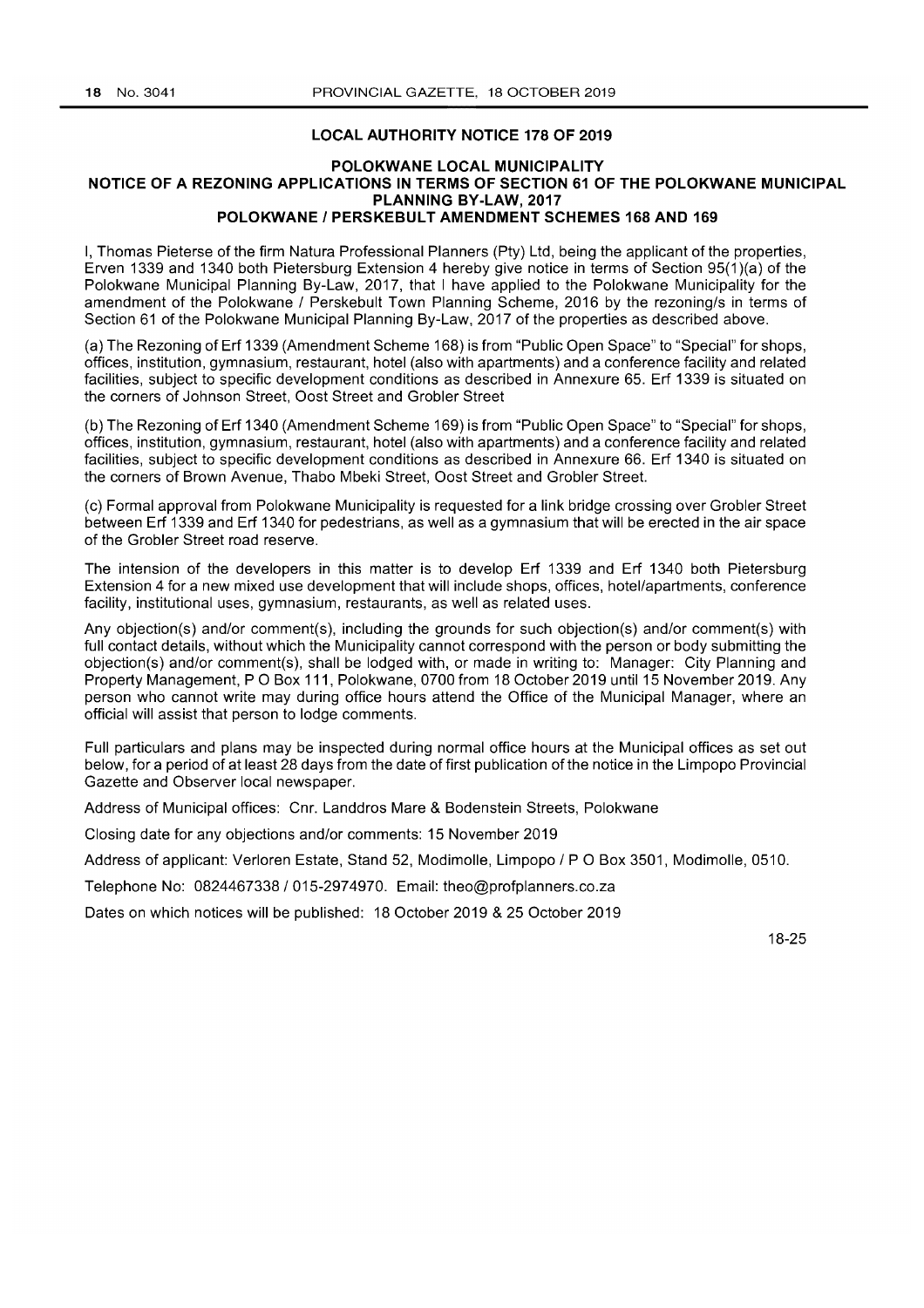## LOCAL AUTHORITY NOTICE 178 OF 2019

### POLOKWANE LOCAL MUNICIPALITY
### NOTICE OF A REZONING APPLICATIONS IN TERMS OF SECTION 61 OF THE POLOKWANE MUNICIPAL PLANNING BY-LAW, 2017
### POLOKWANE / PERSKEBULT AMENDMENT SCHEMES 168 AND 169

I, Thomas Pieterse of the firm Natura Professional Planners (Pty) Ltd, being the applicant of the properties, Erven 1339 and 1340 both Pietersburg Extension 4 hereby give notice in terms of Section 95(1)(a) of the Polokwane Municipal Planning By-Law, 2017, that I have applied to the Polokwane Municipality for the amendment of the Polokwane / Perskebult Town Planning Scheme, 2016 by the rezoning/s in terms of Section 61 of the Polokwane Municipal Planning By-Law, 2017 of the properties as described above.

(a) The Rezoning of Erf 1339 (Amendment Scheme 168) is from "Public Open Space" to "Special" for shops, offices, institution, gymnasium, restaurant, hotel (also with apartments) and a conference facility and related facilities, subject to specific development conditions as described in Annexure 65. Erf 1339 is situated on the corners of Johnson Street, Oost Street and Grobler Street

(b) The Rezoning of Erf 1340 (Amendment Scheme 169) is from "Public Open Space" to "Special" for shops, offices, institution, gymnasium, restaurant, hotel (also with apartments) and a conference facility and related facilities, subject to specific development conditions as described in Annexure 66. Erf 1340 is situated on the corners of Brown Avenue, Thabo Mbeki Street, Oost Street and Grobler Street.

(c) Formal approval from Polokwane Municipality is requested for a link bridge crossing over Grobler Street between Erf 1339 and Erf 1340 for pedestrians, as well as a gymnasium that will be erected in the air space of the Grobler Street road reserve.

The intension of the developers in this matter is to develop Erf 1339 and Erf 1340 both Pietersburg Extension 4 for a new mixed use development that will include shops, offices, hotel/apartments, conference facility, institutional uses, gymnasium, restaurants, as well as related uses.

Any objection(s) and/or comment(s), including the grounds for such objection(s) and/or comment(s) with full contact details, without which the Municipality cannot correspond with the person or body submitting the objection(s) and/or comment(s), shall be lodged with, or made in writing to: Manager: City Planning and Property Management, P O Box 111, Polokwane, 0700 from 18 October 2019 until 15 November 2019. Any person who cannot write may during office hours attend the Office of the Municipal Manager, where an official will assist that person to lodge comments.

Full particulars and plans may be inspected during normal office hours at the Municipal offices as set out below, for a period of at least 28 days from the date of first publication of the notice in the Limpopo Provincial Gazette and Observer local newspaper.

Address of Municipal offices: Cnr. Landdros Mare & Bodenstein Streets, Polokwane

Closing date for any objections and/or comments: 15 November 2019

Address of applicant: Verloren Estate, Stand 52, Modimolle, Limpopo / P O Box 3501, Modimolle, 0510.

Telephone No: 0824467338 / 015-2974970. Email: theo@profplanners.co.za

Dates on which notices will be published: 18 October 2019 & 25 October 2019

18-25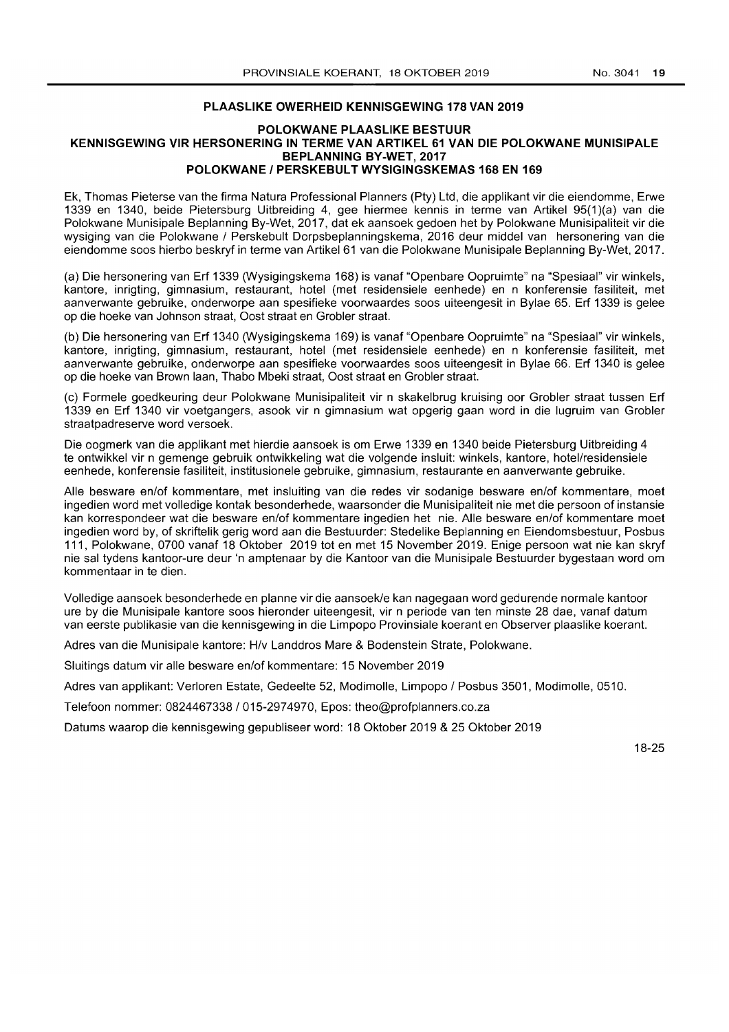## PLAASLIKE OWERHEID KENNISGEWING 178 VAN 2019

### POLOKWANE PLAASLIKE BESTUUR
### KENNISGEWING VIR HERSONERING IN TERME VAN ARTIKEL 61 VAN DIE POLOKWANE MUNISIPALE BEPLANNING BY-WET, 2017
### POLOKWANE / PERSKEBULT WYSIGINGSKEMAS 168 EN 169

Ek, Thomas Pieterse van the firma Natura Professional Planners (Pty) Ltd, die applikant vir die eiendomme, Erwe 1339 en 1340, beide Pietersburg Uitbreiding 4, gee hiermee kennis in terme van Artikel 95(1)(a) van die Polokwane Munisipale Beplanning By-Wet, 2017, dat ek aansoek gedoen het by Polokwane Munisipaliteit vir die wysiging van die Polokwane / Perskebult Dorpsbeplanningskema, 2016 deur middel van hersonering van die eiendomme soos hierbo beskryf in terme van Artikel 61 van die Polokwane Munisipale Beplanning By-Wet, 2017.

(a) Die hersonering van Erf 1339 (Wysigingskema 168) is vanaf "Openbare Oopruimte" na "Spesiaal" vir winkels, kantore, inrigting, gimnasium, restaurant, hotel (met residensiele eenhede) en n konferensie fasiliteit, met aanverwante gebruike, onderworpe aan spesifieke voorwaardes soos uiteengesit in Bylae 65. Erf 1339 is gelee op die hoeke van Johnson straat, Oost straat en Grobler straat.

(b) Die hersonering van Erf 1340 (Wysigingskema 169) is vanaf "Openbare Oopruimte" na "Spesiaal" vir winkels, kantore, inrigting, gimnasium, restaurant, hotel (met residensiele eenhede) en n konferensie fasiliteit, met aanverwante gebruike, onderworpe aan spesifieke voorwaardes soos uiteengesit in Bylae 66. Erf 1340 is gelee op die hoeke van Brown laan, Thabo Mbeki straat, Oost straat en Grobler straat.

(c) Formele goedkeuring deur Polokwane Munisipaliteit vir n skakelbrug kruising oor Grobler straat tussen Erf 1339 en Erf 1340 vir voetgangers, asook vir n gimnasium wat opgerig gaan word in die lugruim van Grobler straatpadreserve word versoek.

Die oogmerk van die applikant met hierdie aansoek is om Erwe 1339 en 1340 beide Pietersburg Uitbreiding 4 te ontwikkel vir n gemenge gebruik ontwikkeling wat die volgende insluit: winkels, kantore, hotel/residensiele eenhede, konferensie fasiliteit, institusionele gebruike, gimnasium, restaurante en aanverwante gebruike.

Alle besware en/of kommentare, met insluiting van die redes vir sodanige besware en/of kommentare, moet ingedien word met volledige kontak besonderhede, waarsonder die Munisipaliteit nie met die persoon of instansie kan korrespondeer wat die besware en/of kommentare ingedien het nie. Alle besware en/of kommentare moet ingedien word by, of skriftelik gerig word aan die Bestuurder: Stedelike Beplanning en Eiendomsbestuur, Posbus 111, Polokwane, 0700 vanaf 18 Oktober 2019 tot en met 15 November 2019. Enige persoon wat nie kan skryf nie sal tydens kantoor-ure deur 'n amptenaar by die Kantoor van die Munisipale Bestuurder bygestaan word om kommentaar in te dien.

Volledige aansoek besonderhede en planne vir die aansoek/e kan nagegaan word gedurende normale kantoor ure by die Munisipale kantore soos hieronder uiteengesit, vir n periode van ten minste 28 dae, vanaf datum van eerste publikasie van die kennisgewing in die Limpopo Provinsiale koerant en Observer plaaslike koerant.

Adres van die Munisipale kantore: H/v Landdros Mare & Bodenstein Strate, Polokwane.

Sluitings datum vir alle besware en/of kommentare: 15 November 2019

Adres van applikant: Verloren Estate, Gedeelte 52, Modimolle, Limpopo / Posbus 3501, Modimolle, 0510.

Telefoon nommer: 0824467338 / 015-2974970, Epos: theo@profplanners.co.za

Datums waarop die kennisgewing gepubliseer word: 18 Oktober 2019 & 25 Oktober 2019

18-25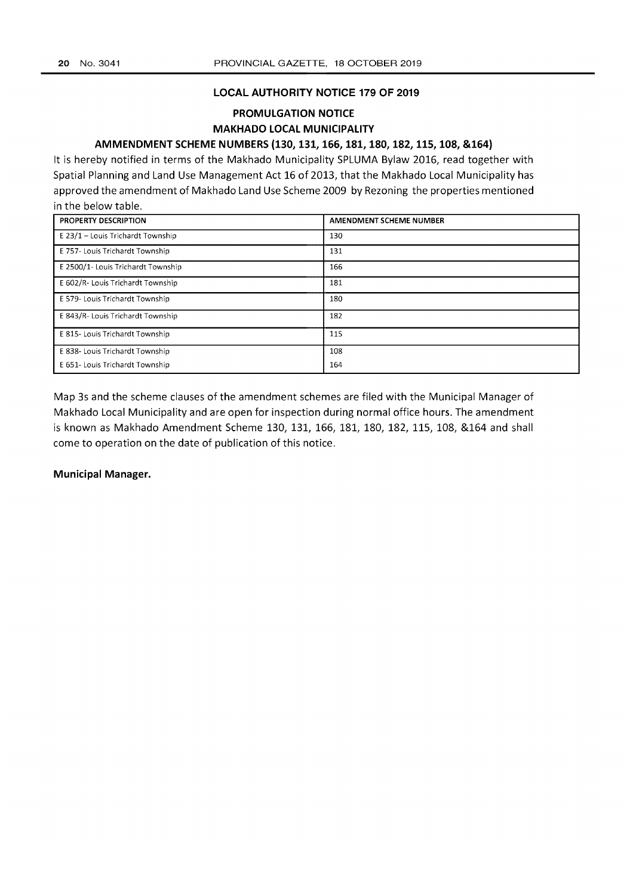## LOCAL AUTHORITY NOTICE 179 OF 2019

### PROMULGATION NOTICE

### MAKHADO LOCAL MUNICIPALITY

### AMMENDMENT SCHEME NUMBERS (130, 131, 166, 181, 180, 182, 115, 108, &164)

It is hereby notified in terms of the Makhado Municipality SPLUMA Bylaw 2016, read together with Spatial Planning and Land Use Management Act 16 of 2013, that the Makhado Local Municipality has approved the amendment of Makhado Land Use Scheme 2009 by Rezoning the properties mentioned in the below table.

| PROPERTY DESCRIPTION | AMENDMENT SCHEME NUMBER |
|---|---|
| E 23/1 – Louis Trichardt Township | 130 |
| E 757- Louis Trichardt Township | 131 |
| E 2500/1- Louis Trichardt Township | 166 |
| E 602/R- Louis Trichardt Township | 181 |
| E 579- Louis Trichardt Township | 180 |
| E 843/R- Louis Trichardt Township | 182 |
| E 815- Louis Trichardt Township | 115 |
| E 838- Louis Trichardt Township | 108 |
| E 651- Louis Trichardt Township | 164 |

Map 3s and the scheme clauses of the amendment schemes are filed with the Municipal Manager of Makhado Local Municipality and are open for inspection during normal office hours. The amendment is known as Makhado Amendment Scheme 130, 131, 166, 181, 180, 182, 115, 108, &164 and shall come to operation on the date of publication of this notice.

**Municipal Manager.**